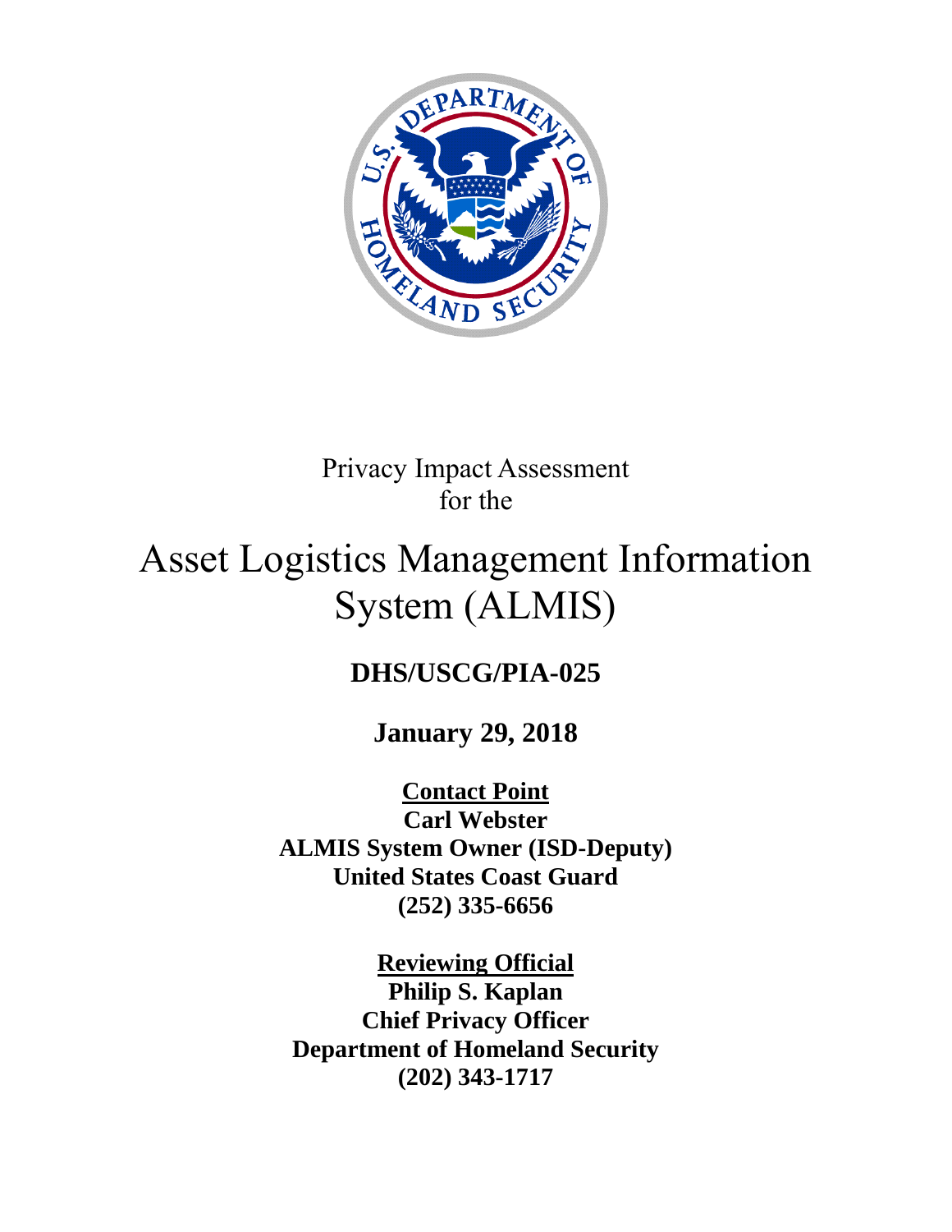Privacy Impact Assessment
for the

# Asset Logistics Management Information System (ALMIS)

**DHS/USCG/PIA-025**

**January 29, 2018**

**Contact Point**
**Carl Webster**
**ALMIS System Owner (ISD-Deputy)**
**United States Coast Guard**
**(252) 335-6656**

**Reviewing Official**
**Philip S. Kaplan**
**Chief Privacy Officer**
**Department of Homeland Security**
**(202) 343-1717**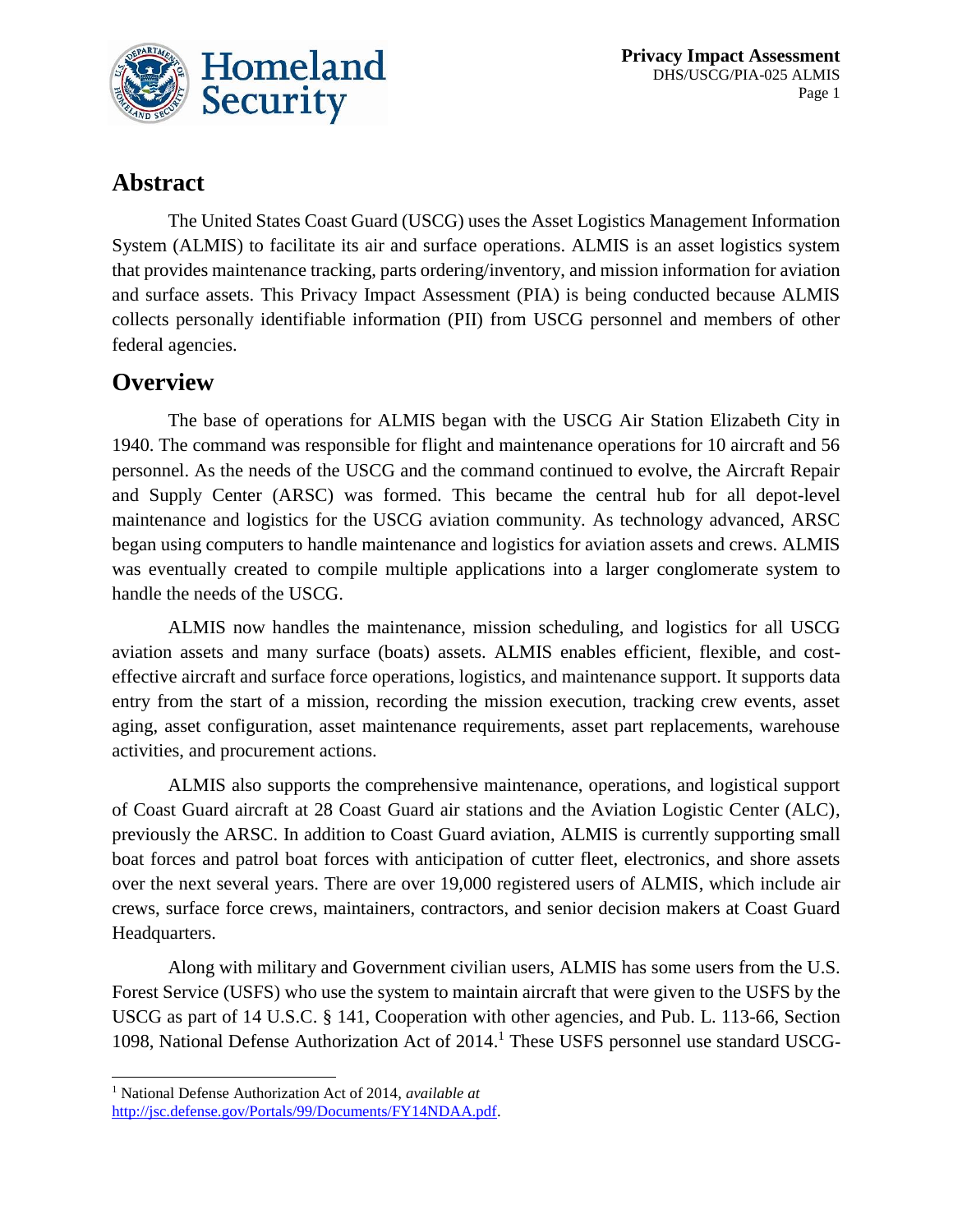## Abstract

The United States Coast Guard (USCG) uses the Asset Logistics Management Information System (ALMIS) to facilitate its air and surface operations. ALMIS is an asset logistics system that provides maintenance tracking, parts ordering/inventory, and mission information for aviation and surface assets. This Privacy Impact Assessment (PIA) is being conducted because ALMIS collects personally identifiable information (PII) from USCG personnel and members of other federal agencies.

## Overview

The base of operations for ALMIS began with the USCG Air Station Elizabeth City in 1940. The command was responsible for flight and maintenance operations for 10 aircraft and 56 personnel. As the needs of the USCG and the command continued to evolve, the Aircraft Repair and Supply Center (ARSC) was formed. This became the central hub for all depot-level maintenance and logistics for the USCG aviation community. As technology advanced, ARSC began using computers to handle maintenance and logistics for aviation assets and crews. ALMIS was eventually created to compile multiple applications into a larger conglomerate system to handle the needs of the USCG.

ALMIS now handles the maintenance, mission scheduling, and logistics for all USCG aviation assets and many surface (boats) assets. ALMIS enables efficient, flexible, and cost-effective aircraft and surface force operations, logistics, and maintenance support. It supports data entry from the start of a mission, recording the mission execution, tracking crew events, asset aging, asset configuration, asset maintenance requirements, asset part replacements, warehouse activities, and procurement actions.

ALMIS also supports the comprehensive maintenance, operations, and logistical support of Coast Guard aircraft at 28 Coast Guard air stations and the Aviation Logistic Center (ALC), previously the ARSC. In addition to Coast Guard aviation, ALMIS is currently supporting small boat forces and patrol boat forces with anticipation of cutter fleet, electronics, and shore assets over the next several years. There are over 19,000 registered users of ALMIS, which include air crews, surface force crews, maintainers, contractors, and senior decision makers at Coast Guard Headquarters.

Along with military and Government civilian users, ALMIS has some users from the U.S. Forest Service (USFS) who use the system to maintain aircraft that were given to the USFS by the USCG as part of 14 U.S.C. § 141, Cooperation with other agencies, and Pub. L. 113-66, Section 1098, National Defense Authorization Act of 2014.[1] These USFS personnel use standard USCG-

---

[1] National Defense Authorization Act of 2014, *available at* http://jsc.defense.gov/Portals/99/Documents/FY14NDAA.pdf.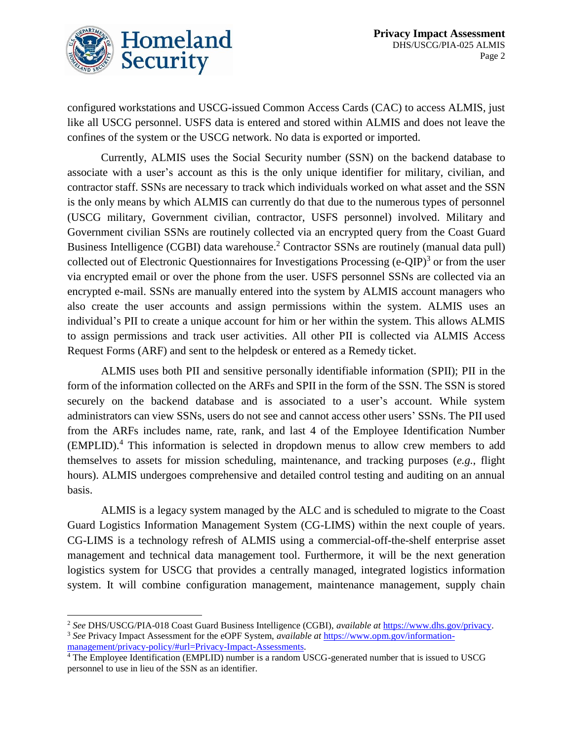configured workstations and USCG-issued Common Access Cards (CAC) to access ALMIS, just like all USCG personnel. USFS data is entered and stored within ALMIS and does not leave the confines of the system or the USCG network. No data is exported or imported.

Currently, ALMIS uses the Social Security number (SSN) on the backend database to associate with a user's account as this is the only unique identifier for military, civilian, and contractor staff. SSNs are necessary to track which individuals worked on what asset and the SSN is the only means by which ALMIS can currently do that due to the numerous types of personnel (USCG military, Government civilian, contractor, USFS personnel) involved. Military and Government civilian SSNs are routinely collected via an encrypted query from the Coast Guard Business Intelligence (CGBI) data warehouse.[2] Contractor SSNs are routinely (manual data pull) collected out of Electronic Questionnaires for Investigations Processing (e-QIP)[3] or from the user via encrypted email or over the phone from the user. USFS personnel SSNs are collected via an encrypted e-mail. SSNs are manually entered into the system by ALMIS account managers who also create the user accounts and assign permissions within the system. ALMIS uses an individual's PII to create a unique account for him or her within the system. This allows ALMIS to assign permissions and track user activities. All other PII is collected via ALMIS Access Request Forms (ARF) and sent to the helpdesk or entered as a Remedy ticket.

ALMIS uses both PII and sensitive personally identifiable information (SPII); PII in the form of the information collected on the ARFs and SPII in the form of the SSN. The SSN is stored securely on the backend database and is associated to a user's account. While system administrators can view SSNs, users do not see and cannot access other users' SSNs. The PII used from the ARFs includes name, rate, rank, and last 4 of the Employee Identification Number (EMPLID).[4] This information is selected in dropdown menus to allow crew members to add themselves to assets for mission scheduling, maintenance, and tracking purposes (*e.g.*, flight hours). ALMIS undergoes comprehensive and detailed control testing and auditing on an annual basis.

ALMIS is a legacy system managed by the ALC and is scheduled to migrate to the Coast Guard Logistics Information Management System (CG-LIMS) within the next couple of years. CG-LIMS is a technology refresh of ALMIS using a commercial-off-the-shelf enterprise asset management and technical data management tool. Furthermore, it will be the next generation logistics system for USCG that provides a centrally managed, integrated logistics information system. It will combine configuration management, maintenance management, supply chain

---

[2] *See* DHS/USCG/PIA-018 Coast Guard Business Intelligence (CGBI), *available at* https://www.dhs.gov/privacy.

[3] *See* Privacy Impact Assessment for the eOPF System, *available at* https://www.opm.gov/information-management/privacy-policy/#url=Privacy-Impact-Assessments.

[4] The Employee Identification (EMPLID) number is a random USCG-generated number that is issued to USCG personnel to use in lieu of the SSN as an identifier.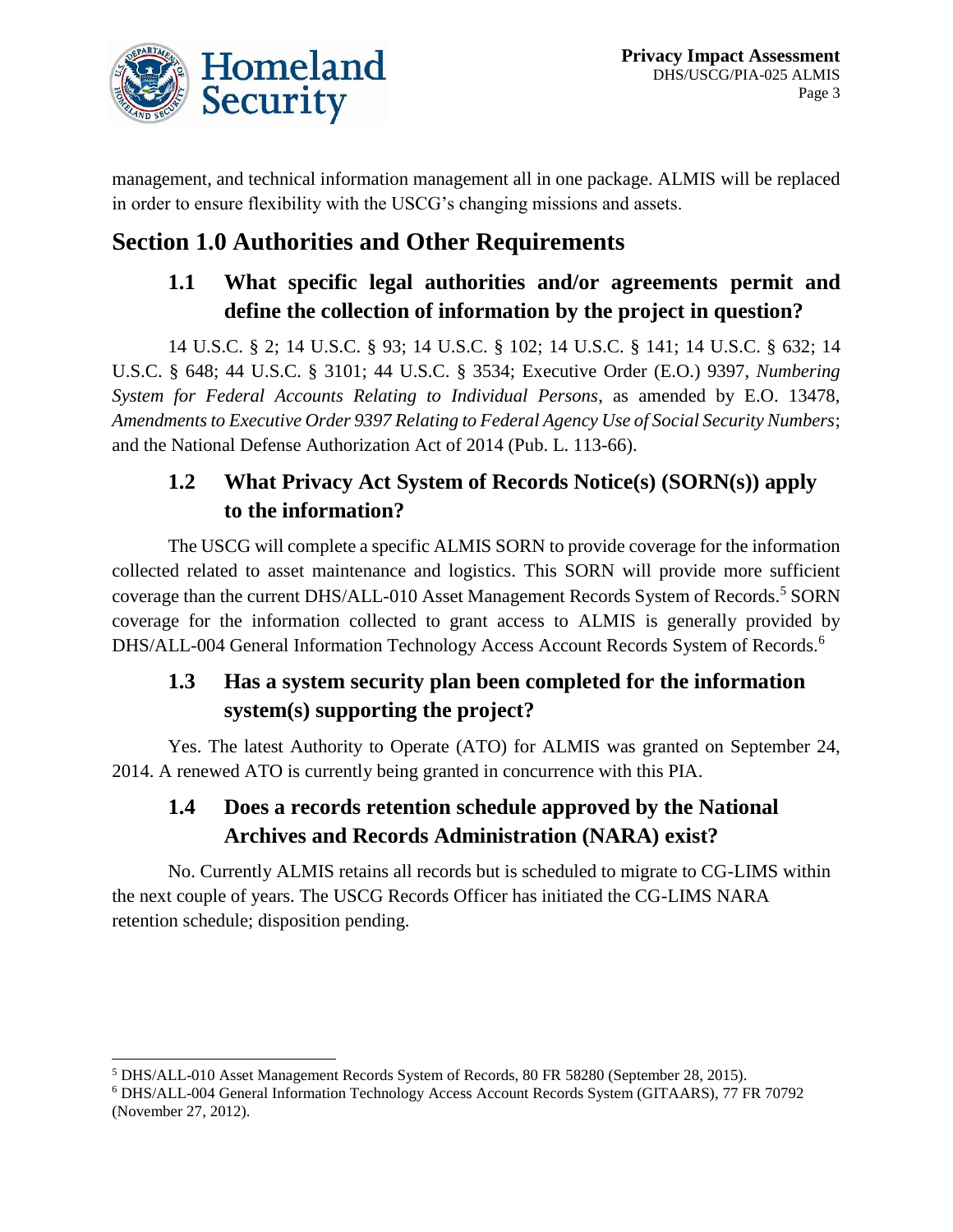management, and technical information management all in one package. ALMIS will be replaced in order to ensure flexibility with the USCG's changing missions and assets.

## Section 1.0 Authorities and Other Requirements

### 1.1 What specific legal authorities and/or agreements permit and define the collection of information by the project in question?

14 U.S.C. § 2; 14 U.S.C. § 93; 14 U.S.C. § 102; 14 U.S.C. § 141; 14 U.S.C. § 632; 14 U.S.C. § 648; 44 U.S.C. § 3101; 44 U.S.C. § 3534; Executive Order (E.O.) 9397, *Numbering System for Federal Accounts Relating to Individual Persons*, as amended by E.O. 13478, *Amendments to Executive Order 9397 Relating to Federal Agency Use of Social Security Numbers*; and the National Defense Authorization Act of 2014 (Pub. L. 113-66).

### 1.2 What Privacy Act System of Records Notice(s) (SORN(s)) apply to the information?

The USCG will complete a specific ALMIS SORN to provide coverage for the information collected related to asset maintenance and logistics. This SORN will provide more sufficient coverage than the current DHS/ALL-010 Asset Management Records System of Records.[5] SORN coverage for the information collected to grant access to ALMIS is generally provided by DHS/ALL-004 General Information Technology Access Account Records System of Records.[6]

### 1.3 Has a system security plan been completed for the information system(s) supporting the project?

Yes. The latest Authority to Operate (ATO) for ALMIS was granted on September 24, 2014. A renewed ATO is currently being granted in concurrence with this PIA.

### 1.4 Does a records retention schedule approved by the National Archives and Records Administration (NARA) exist?

No. Currently ALMIS retains all records but is scheduled to migrate to CG-LIMS within the next couple of years. The USCG Records Officer has initiated the CG-LIMS NARA retention schedule; disposition pending.

---

[5] DHS/ALL-010 Asset Management Records System of Records, 80 FR 58280 (September 28, 2015).

[6] DHS/ALL-004 General Information Technology Access Account Records System (GITAARS), 77 FR 70792 (November 27, 2012).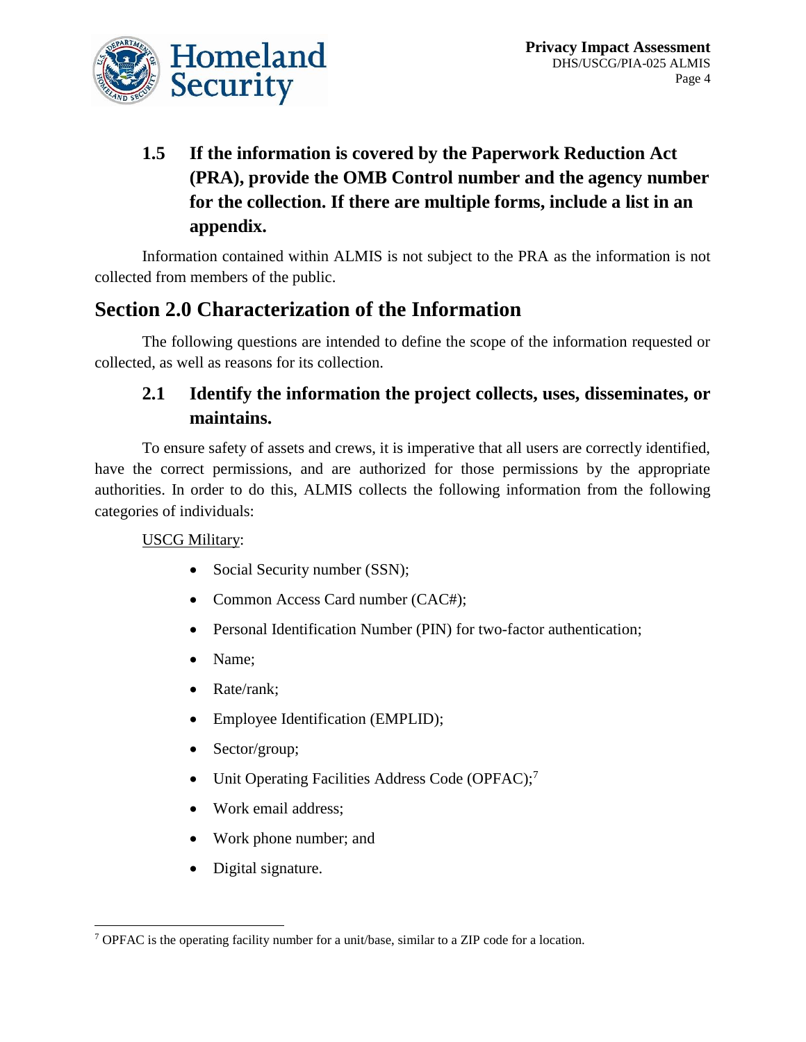### 1.5 If the information is covered by the Paperwork Reduction Act (PRA), provide the OMB Control number and the agency number for the collection. If there are multiple forms, include a list in an appendix.

Information contained within ALMIS is not subject to the PRA as the information is not collected from members of the public.

## Section 2.0 Characterization of the Information

The following questions are intended to define the scope of the information requested or collected, as well as reasons for its collection.

### 2.1 Identify the information the project collects, uses, disseminates, or maintains.

To ensure safety of assets and crews, it is imperative that all users are correctly identified, have the correct permissions, and are authorized for those permissions by the appropriate authorities. In order to do this, ALMIS collects the following information from the following categories of individuals:

USCG Military:

- Social Security number (SSN);
- Common Access Card number (CAC#);
- Personal Identification Number (PIN) for two-factor authentication;
- Name;
- Rate/rank;
- Employee Identification (EMPLID);
- Sector/group;
- Unit Operating Facilities Address Code (OPFAC);[7]
- Work email address;
- Work phone number; and
- Digital signature.

[7] OPFAC is the operating facility number for a unit/base, similar to a ZIP code for a location.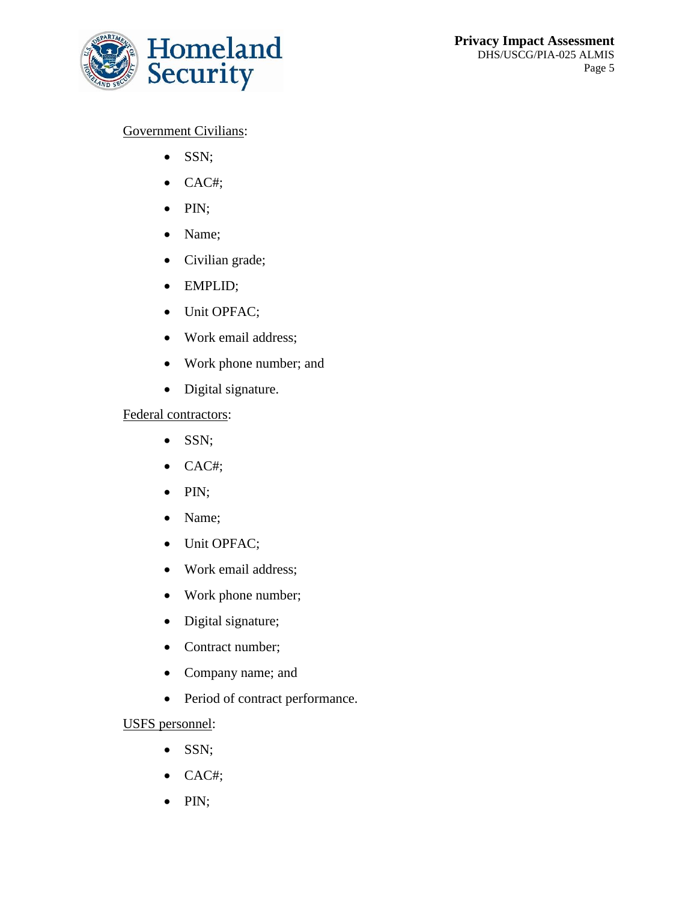Government Civilians:

- SSN;
- CAC#;
- PIN;
- Name;
- Civilian grade;
- EMPLID;
- Unit OPFAC;
- Work email address;
- Work phone number; and
- Digital signature.

Federal contractors:

- SSN;
- CAC#;
- PIN;
- Name;
- Unit OPFAC;
- Work email address;
- Work phone number;
- Digital signature;
- Contract number;
- Company name; and
- Period of contract performance.

USFS personnel:

- SSN;
- CAC#;
- PIN;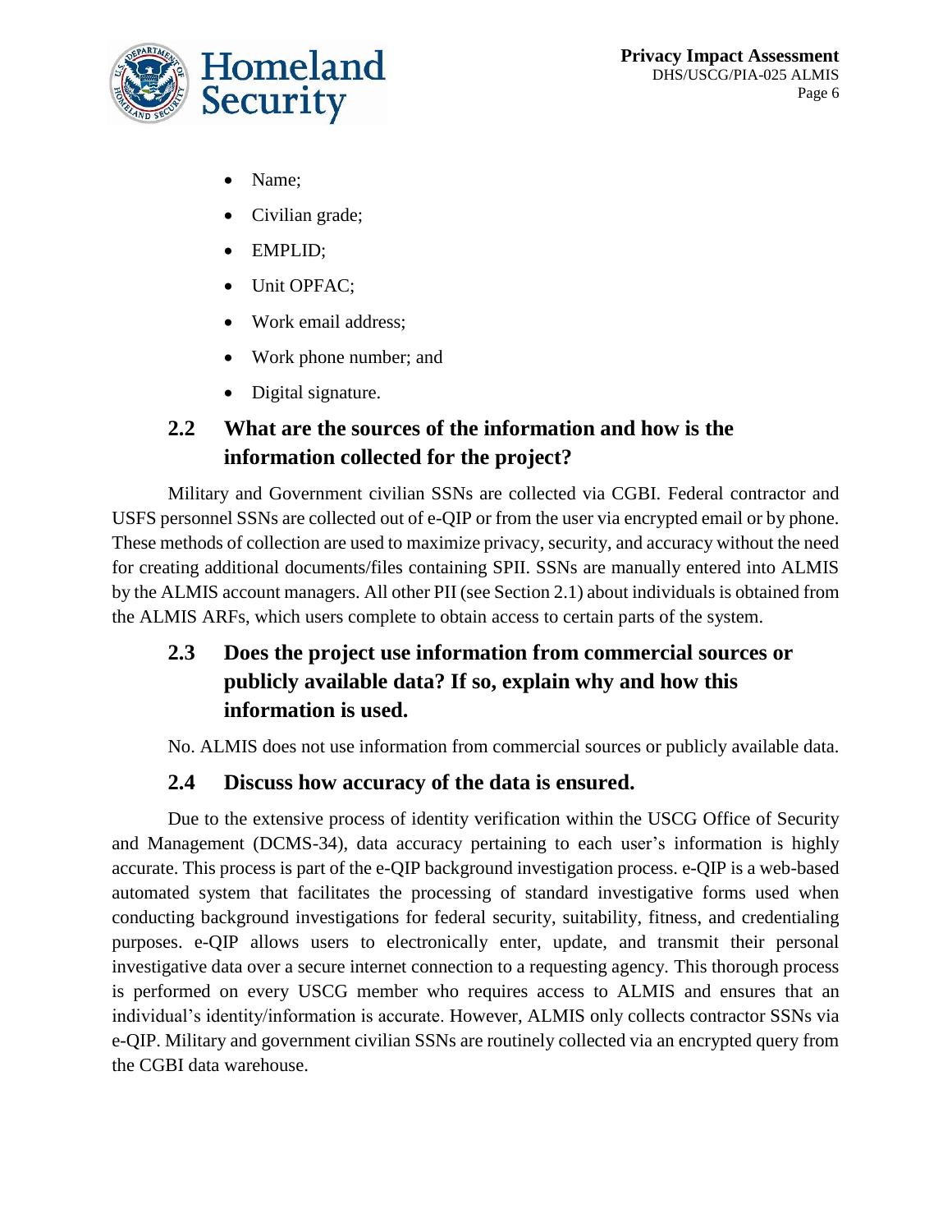- Name;
- Civilian grade;
- EMPLID;
- Unit OPFAC;
- Work email address;
- Work phone number; and
- Digital signature.

## 2.2 What are the sources of the information and how is the information collected for the project?

Military and Government civilian SSNs are collected via CGBI. Federal contractor and USFS personnel SSNs are collected out of e-QIP or from the user via encrypted email or by phone. These methods of collection are used to maximize privacy, security, and accuracy without the need for creating additional documents/files containing SPII. SSNs are manually entered into ALMIS by the ALMIS account managers. All other PII (see Section 2.1) about individuals is obtained from the ALMIS ARFs, which users complete to obtain access to certain parts of the system.

## 2.3 Does the project use information from commercial sources or publicly available data? If so, explain why and how this information is used.

No. ALMIS does not use information from commercial sources or publicly available data.

## 2.4 Discuss how accuracy of the data is ensured.

Due to the extensive process of identity verification within the USCG Office of Security and Management (DCMS-34), data accuracy pertaining to each user's information is highly accurate. This process is part of the e-QIP background investigation process. e-QIP is a web-based automated system that facilitates the processing of standard investigative forms used when conducting background investigations for federal security, suitability, fitness, and credentialing purposes. e-QIP allows users to electronically enter, update, and transmit their personal investigative data over a secure internet connection to a requesting agency. This thorough process is performed on every USCG member who requires access to ALMIS and ensures that an individual's identity/information is accurate. However, ALMIS only collects contractor SSNs via e-QIP. Military and government civilian SSNs are routinely collected via an encrypted query from the CGBI data warehouse.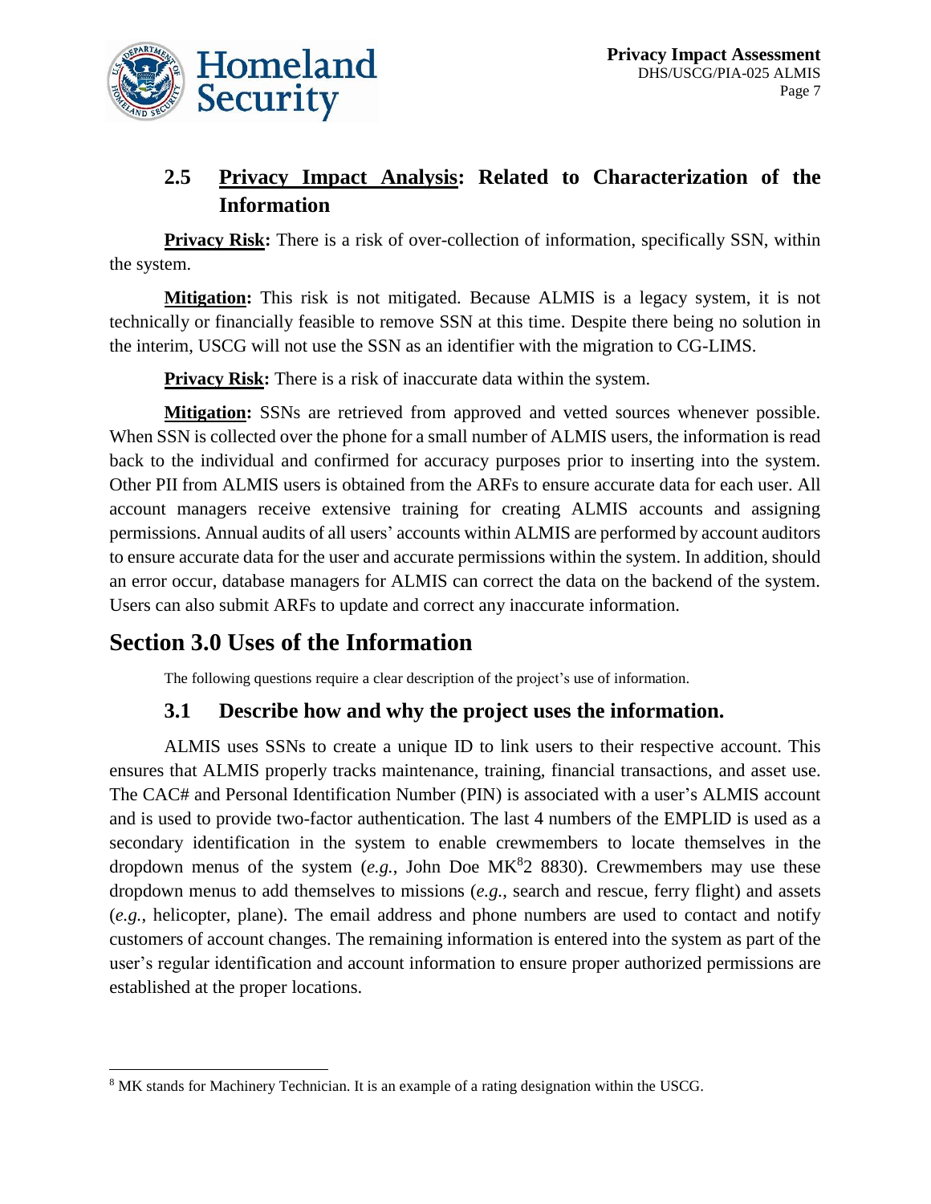### 2.5 Privacy Impact Analysis: Related to Characterization of the Information

**Privacy Risk:** There is a risk of over-collection of information, specifically SSN, within the system.

**Mitigation:** This risk is not mitigated. Because ALMIS is a legacy system, it is not technically or financially feasible to remove SSN at this time. Despite there being no solution in the interim, USCG will not use the SSN as an identifier with the migration to CG-LIMS.

**Privacy Risk:** There is a risk of inaccurate data within the system.

**Mitigation:** SSNs are retrieved from approved and vetted sources whenever possible. When SSN is collected over the phone for a small number of ALMIS users, the information is read back to the individual and confirmed for accuracy purposes prior to inserting into the system. Other PII from ALMIS users is obtained from the ARFs to ensure accurate data for each user. All account managers receive extensive training for creating ALMIS accounts and assigning permissions. Annual audits of all users' accounts within ALMIS are performed by account auditors to ensure accurate data for the user and accurate permissions within the system. In addition, should an error occur, database managers for ALMIS can correct the data on the backend of the system. Users can also submit ARFs to update and correct any inaccurate information.

## Section 3.0 Uses of the Information

The following questions require a clear description of the project's use of information.

### 3.1 Describe how and why the project uses the information.

ALMIS uses SSNs to create a unique ID to link users to their respective account. This ensures that ALMIS properly tracks maintenance, training, financial transactions, and asset use. The CAC# and Personal Identification Number (PIN) is associated with a user's ALMIS account and is used to provide two-factor authentication. The last 4 numbers of the EMPLID is used as a secondary identification in the system to enable crewmembers to locate themselves in the dropdown menus of the system (*e.g.*, John Doe MK[8]2 8830). Crewmembers may use these dropdown menus to add themselves to missions (*e.g.*, search and rescue, ferry flight) and assets (*e.g.*, helicopter, plane). The email address and phone numbers are used to contact and notify customers of account changes. The remaining information is entered into the system as part of the user's regular identification and account information to ensure proper authorized permissions are established at the proper locations.

---

[8] MK stands for Machinery Technician. It is an example of a rating designation within the USCG.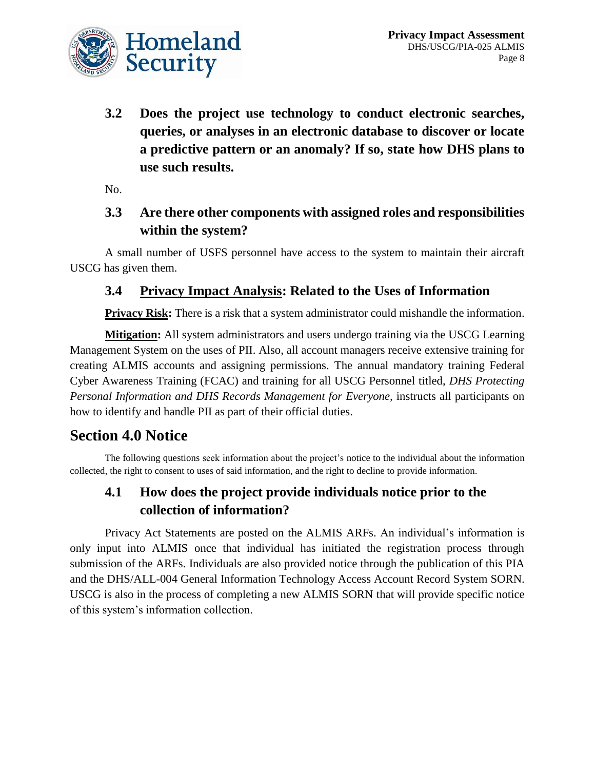### 3.2 Does the project use technology to conduct electronic searches, queries, or analyses in an electronic database to discover or locate a predictive pattern or an anomaly? If so, state how DHS plans to use such results.

No.

### 3.3 Are there other components with assigned roles and responsibilities within the system?

A small number of USFS personnel have access to the system to maintain their aircraft USCG has given them.

### 3.4 Privacy Impact Analysis: Related to the Uses of Information

**Privacy Risk:** There is a risk that a system administrator could mishandle the information.

**Mitigation:** All system administrators and users undergo training via the USCG Learning Management System on the uses of PII. Also, all account managers receive extensive training for creating ALMIS accounts and assigning permissions. The annual mandatory training Federal Cyber Awareness Training (FCAC) and training for all USCG Personnel titled, *DHS Protecting Personal Information and DHS Records Management for Everyone,* instructs all participants on how to identify and handle PII as part of their official duties.

## Section 4.0 Notice

The following questions seek information about the project's notice to the individual about the information collected, the right to consent to uses of said information, and the right to decline to provide information.

### 4.1 How does the project provide individuals notice prior to the collection of information?

Privacy Act Statements are posted on the ALMIS ARFs. An individual's information is only input into ALMIS once that individual has initiated the registration process through submission of the ARFs. Individuals are also provided notice through the publication of this PIA and the DHS/ALL-004 General Information Technology Access Account Record System SORN. USCG is also in the process of completing a new ALMIS SORN that will provide specific notice of this system's information collection.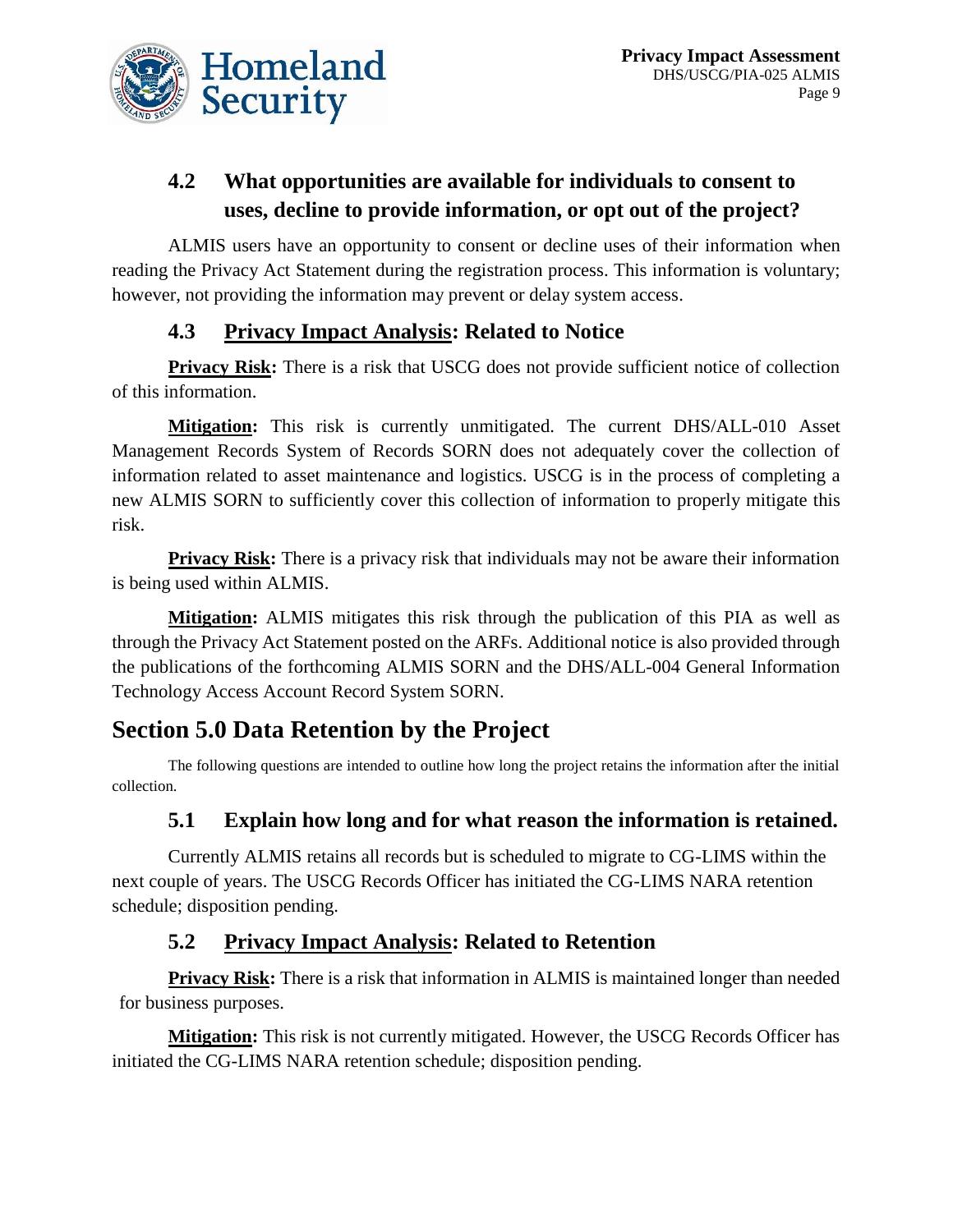### 4.2 What opportunities are available for individuals to consent to uses, decline to provide information, or opt out of the project?

ALMIS users have an opportunity to consent or decline uses of their information when reading the Privacy Act Statement during the registration process. This information is voluntary; however, not providing the information may prevent or delay system access.

### 4.3 Privacy Impact Analysis: Related to Notice

**Privacy Risk:** There is a risk that USCG does not provide sufficient notice of collection of this information.

**Mitigation:** This risk is currently unmitigated. The current DHS/ALL-010 Asset Management Records System of Records SORN does not adequately cover the collection of information related to asset maintenance and logistics. USCG is in the process of completing a new ALMIS SORN to sufficiently cover this collection of information to properly mitigate this risk.

**Privacy Risk:** There is a privacy risk that individuals may not be aware their information is being used within ALMIS.

**Mitigation:** ALMIS mitigates this risk through the publication of this PIA as well as through the Privacy Act Statement posted on the ARFs. Additional notice is also provided through the publications of the forthcoming ALMIS SORN and the DHS/ALL-004 General Information Technology Access Account Record System SORN.

## Section 5.0 Data Retention by the Project

The following questions are intended to outline how long the project retains the information after the initial collection.

### 5.1 Explain how long and for what reason the information is retained.

Currently ALMIS retains all records but is scheduled to migrate to CG-LIMS within the next couple of years. The USCG Records Officer has initiated the CG-LIMS NARA retention schedule; disposition pending.

### 5.2 Privacy Impact Analysis: Related to Retention

**Privacy Risk:** There is a risk that information in ALMIS is maintained longer than needed for business purposes.

**Mitigation:** This risk is not currently mitigated. However, the USCG Records Officer has initiated the CG-LIMS NARA retention schedule; disposition pending.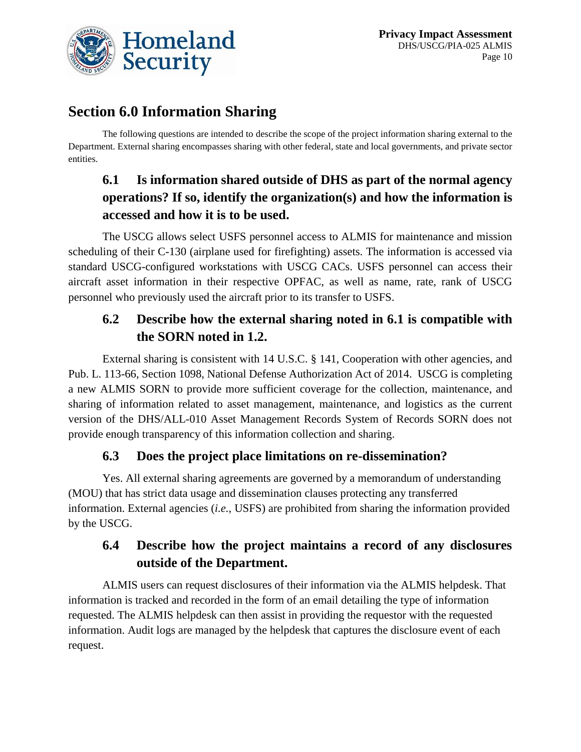## Section 6.0 Information Sharing

The following questions are intended to describe the scope of the project information sharing external to the Department. External sharing encompasses sharing with other federal, state and local governments, and private sector entities.

### 6.1 Is information shared outside of DHS as part of the normal agency operations? If so, identify the organization(s) and how the information is accessed and how it is to be used.

The USCG allows select USFS personnel access to ALMIS for maintenance and mission scheduling of their C-130 (airplane used for firefighting) assets. The information is accessed via standard USCG-configured workstations with USCG CACs. USFS personnel can access their aircraft asset information in their respective OPFAC, as well as name, rate, rank of USCG personnel who previously used the aircraft prior to its transfer to USFS.

### 6.2 Describe how the external sharing noted in 6.1 is compatible with the SORN noted in 1.2.

External sharing is consistent with 14 U.S.C. § 141, Cooperation with other agencies, and Pub. L. 113-66, Section 1098, National Defense Authorization Act of 2014. USCG is completing a new ALMIS SORN to provide more sufficient coverage for the collection, maintenance, and sharing of information related to asset management, maintenance, and logistics as the current version of the DHS/ALL-010 Asset Management Records System of Records SORN does not provide enough transparency of this information collection and sharing.

### 6.3 Does the project place limitations on re-dissemination?

Yes. All external sharing agreements are governed by a memorandum of understanding (MOU) that has strict data usage and dissemination clauses protecting any transferred information. External agencies (*i.e.*, USFS) are prohibited from sharing the information provided by the USCG.

### 6.4 Describe how the project maintains a record of any disclosures outside of the Department.

ALMIS users can request disclosures of their information via the ALMIS helpdesk. That information is tracked and recorded in the form of an email detailing the type of information requested. The ALMIS helpdesk can then assist in providing the requestor with the requested information. Audit logs are managed by the helpdesk that captures the disclosure event of each request.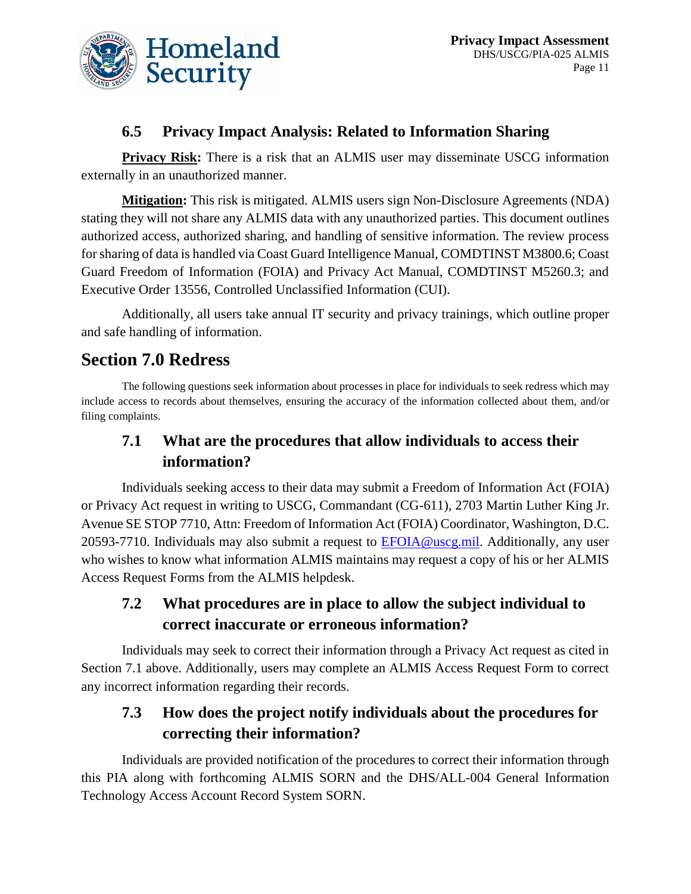### 6.5 Privacy Impact Analysis: Related to Information Sharing

**Privacy Risk:** There is a risk that an ALMIS user may disseminate USCG information externally in an unauthorized manner.

**Mitigation:** This risk is mitigated. ALMIS users sign Non-Disclosure Agreements (NDA) stating they will not share any ALMIS data with any unauthorized parties. This document outlines authorized access, authorized sharing, and handling of sensitive information. The review process for sharing of data is handled via Coast Guard Intelligence Manual, COMDTINST M3800.6; Coast Guard Freedom of Information (FOIA) and Privacy Act Manual, COMDTINST M5260.3; and Executive Order 13556, Controlled Unclassified Information (CUI).

Additionally, all users take annual IT security and privacy trainings, which outline proper and safe handling of information.

## Section 7.0 Redress

The following questions seek information about processes in place for individuals to seek redress which may include access to records about themselves, ensuring the accuracy of the information collected about them, and/or filing complaints.

### 7.1 What are the procedures that allow individuals to access their information?

Individuals seeking access to their data may submit a Freedom of Information Act (FOIA) or Privacy Act request in writing to USCG, Commandant (CG-611), 2703 Martin Luther King Jr. Avenue SE STOP 7710, Attn: Freedom of Information Act (FOIA) Coordinator, Washington, D.C. 20593-7710. Individuals may also submit a request to EFOIA@uscg.mil. Additionally, any user who wishes to know what information ALMIS maintains may request a copy of his or her ALMIS Access Request Forms from the ALMIS helpdesk.

### 7.2 What procedures are in place to allow the subject individual to correct inaccurate or erroneous information?

Individuals may seek to correct their information through a Privacy Act request as cited in Section 7.1 above. Additionally, users may complete an ALMIS Access Request Form to correct any incorrect information regarding their records.

### 7.3 How does the project notify individuals about the procedures for correcting their information?

Individuals are provided notification of the procedures to correct their information through this PIA along with forthcoming ALMIS SORN and the DHS/ALL-004 General Information Technology Access Account Record System SORN.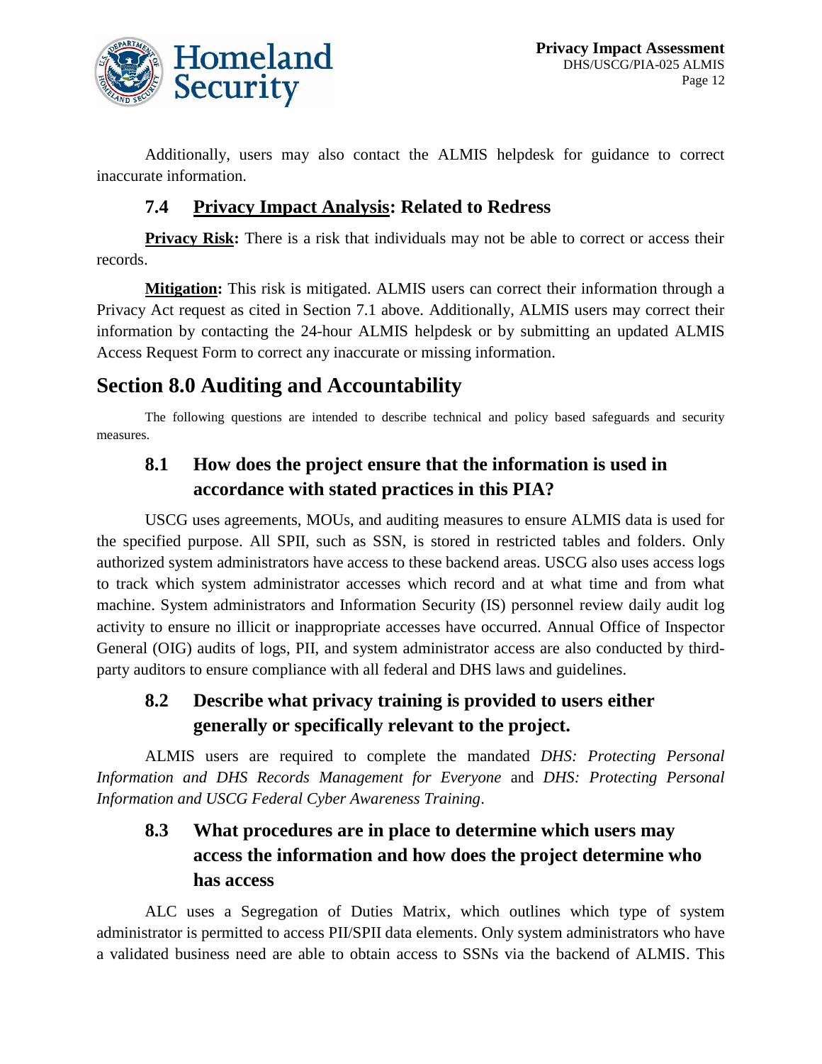Additionally, users may also contact the ALMIS helpdesk for guidance to correct inaccurate information.

### 7.4 Privacy Impact Analysis: Related to Redress

**Privacy Risk:** There is a risk that individuals may not be able to correct or access their records.

**Mitigation:** This risk is mitigated. ALMIS users can correct their information through a Privacy Act request as cited in Section 7.1 above. Additionally, ALMIS users may correct their information by contacting the 24-hour ALMIS helpdesk or by submitting an updated ALMIS Access Request Form to correct any inaccurate or missing information.

## Section 8.0 Auditing and Accountability

The following questions are intended to describe technical and policy based safeguards and security measures.

### 8.1 How does the project ensure that the information is used in accordance with stated practices in this PIA?

USCG uses agreements, MOUs, and auditing measures to ensure ALMIS data is used for the specified purpose. All SPII, such as SSN, is stored in restricted tables and folders. Only authorized system administrators have access to these backend areas. USCG also uses access logs to track which system administrator accesses which record and at what time and from what machine. System administrators and Information Security (IS) personnel review daily audit log activity to ensure no illicit or inappropriate accesses have occurred. Annual Office of Inspector General (OIG) audits of logs, PII, and system administrator access are also conducted by third-party auditors to ensure compliance with all federal and DHS laws and guidelines.

### 8.2 Describe what privacy training is provided to users either generally or specifically relevant to the project.

ALMIS users are required to complete the mandated *DHS: Protecting Personal Information and DHS Records Management for Everyone* and *DHS: Protecting Personal Information and USCG Federal Cyber Awareness Training*.

### 8.3 What procedures are in place to determine which users may access the information and how does the project determine who has access

ALC uses a Segregation of Duties Matrix, which outlines which type of system administrator is permitted to access PII/SPII data elements. Only system administrators who have a validated business need are able to obtain access to SSNs via the backend of ALMIS. This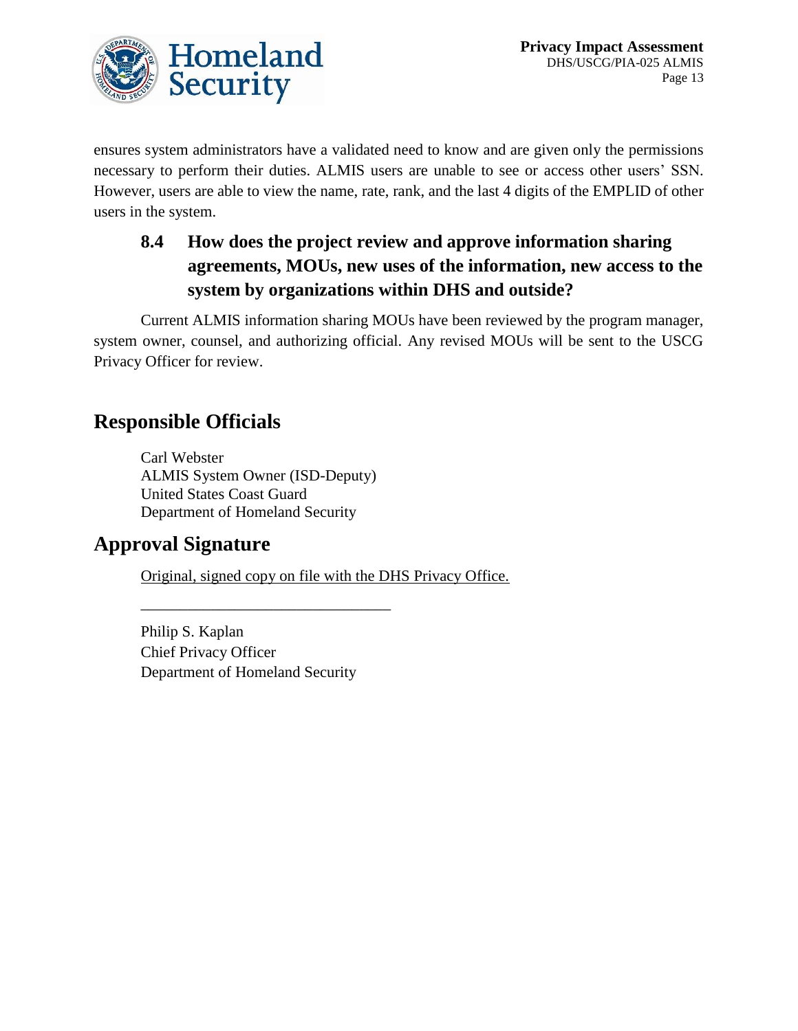ensures system administrators have a validated need to know and are given only the permissions necessary to perform their duties. ALMIS users are unable to see or access other users' SSN. However, users are able to view the name, rate, rank, and the last 4 digits of the EMPLID of other users in the system.

### 8.4 How does the project review and approve information sharing agreements, MOUs, new uses of the information, new access to the system by organizations within DHS and outside?

Current ALMIS information sharing MOUs have been reviewed by the program manager, system owner, counsel, and authorizing official. Any revised MOUs will be sent to the USCG Privacy Officer for review.

## Responsible Officials

Carl Webster
ALMIS System Owner (ISD-Deputy)
United States Coast Guard
Department of Homeland Security

## Approval Signature

Original, signed copy on file with the DHS Privacy Office.

________________________________

Philip S. Kaplan
Chief Privacy Officer
Department of Homeland Security